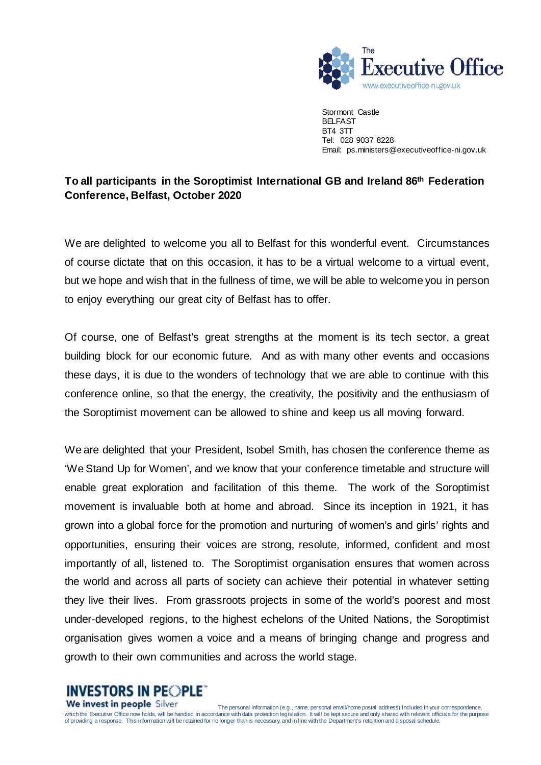The Executive Office
www.executiveoffice-ni.gov.uk

Stormont Castle
BELFAST
BT4 3TT
Tel: 028 9037 8228
Email: ps.ministers@executiveoffice-ni.gov.uk

**To all participants in the Soroptimist International GB and Ireland 86th Federation Conference, Belfast, October 2020**

We are delighted to welcome you all to Belfast for this wonderful event. Circumstances of course dictate that on this occasion, it has to be a virtual welcome to a virtual event, but we hope and wish that in the fullness of time, we will be able to welcome you in person to enjoy everything our great city of Belfast has to offer.

Of course, one of Belfast's great strengths at the moment is its tech sector, a great building block for our economic future. And as with many other events and occasions these days, it is due to the wonders of technology that we are able to continue with this conference online, so that the energy, the creativity, the positivity and the enthusiasm of the Soroptimist movement can be allowed to shine and keep us all moving forward.

We are delighted that your President, Isobel Smith, has chosen the conference theme as 'We Stand Up for Women', and we know that your conference timetable and structure will enable great exploration and facilitation of this theme. The work of the Soroptimist movement is invaluable both at home and abroad. Since its inception in 1921, it has grown into a global force for the promotion and nurturing of women's and girls' rights and opportunities, ensuring their voices are strong, resolute, informed, confident and most importantly of all, listened to. The Soroptimist organisation ensures that women across the world and across all parts of society can achieve their potential in whatever setting they live their lives. From grassroots projects in some of the world's poorest and most under-developed regions, to the highest echelons of the United Nations, the Soroptimist organisation gives women a voice and a means of bringing change and progress and growth to their own communities and across the world stage.

INVESTORS IN PEOPLE
We invest in people Silver

The personal information (e.g., name, personal email/home postal address) included in your correspondence, which the Executive Office now holds, will be handled in accordance with data protection legislation. It will be kept secure and only shared with relevant officials for the purpose of providing a response. This information will be retained for no longer than is necessary, and in line with the Department's retention and disposal schedule.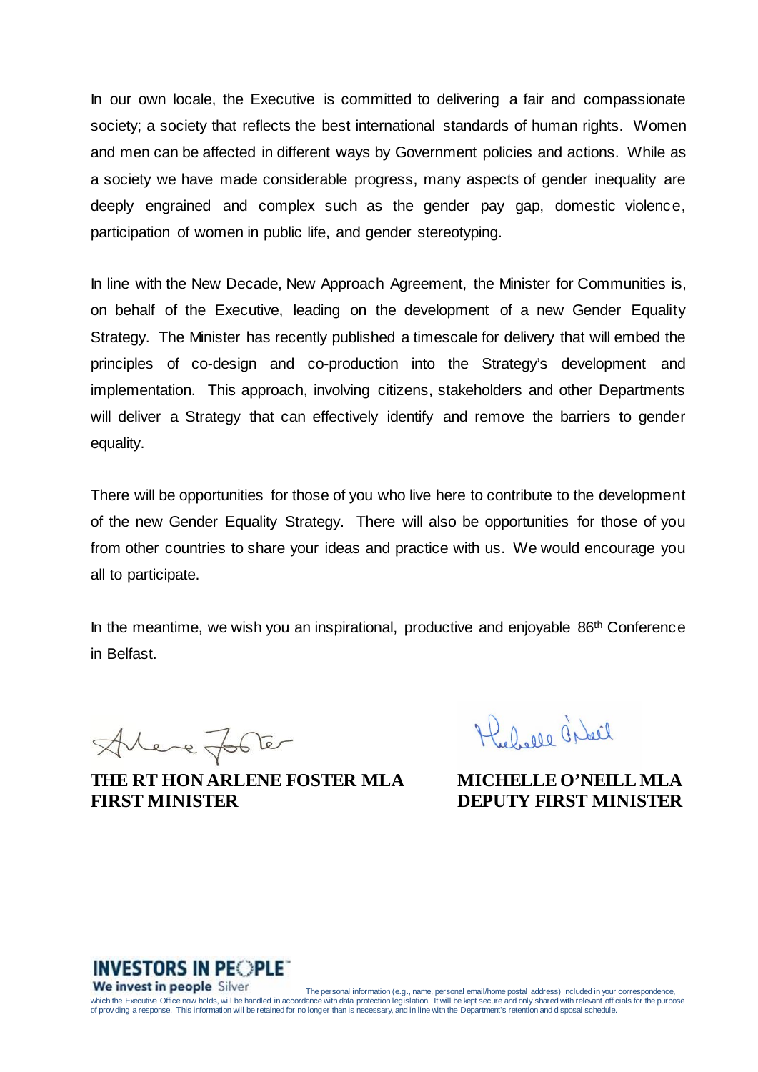In our own locale, the Executive is committed to delivering a fair and compassionate society; a society that reflects the best international standards of human rights. Women and men can be affected in different ways by Government policies and actions. While as a society we have made considerable progress, many aspects of gender inequality are deeply engrained and complex such as the gender pay gap, domestic violence, participation of women in public life, and gender stereotyping.

In line with the New Decade, New Approach Agreement, the Minister for Communities is, on behalf of the Executive, leading on the development of a new Gender Equality Strategy. The Minister has recently published a timescale for delivery that will embed the principles of co-design and co-production into the Strategy's development and implementation. This approach, involving citizens, stakeholders and other Departments will deliver a Strategy that can effectively identify and remove the barriers to gender equality.

There will be opportunities for those of you who live here to contribute to the development of the new Gender Equality Strategy. There will also be opportunities for those of you from other countries to share your ideas and practice with us. We would encourage you all to participate.

In the meantime, we wish you an inspirational, productive and enjoyable 86th Conference in Belfast.

**THE RT HON ARLENE FOSTER MLA**
**FIRST MINISTER**

**MICHELLE O'NEILL MLA**
**DEPUTY FIRST MINISTER**

INVESTORS IN PEOPLE
We invest in people Silver

The personal information (e.g., name, personal email/home postal address) included in your correspondence, which the Executive Office now holds, will be handled in accordance with data protection legislation. It will be kept secure and only shared with relevant officials for the purpose of providing a response. This information will be retained for no longer than is necessary, and in line with the Department's retention and disposal schedule.